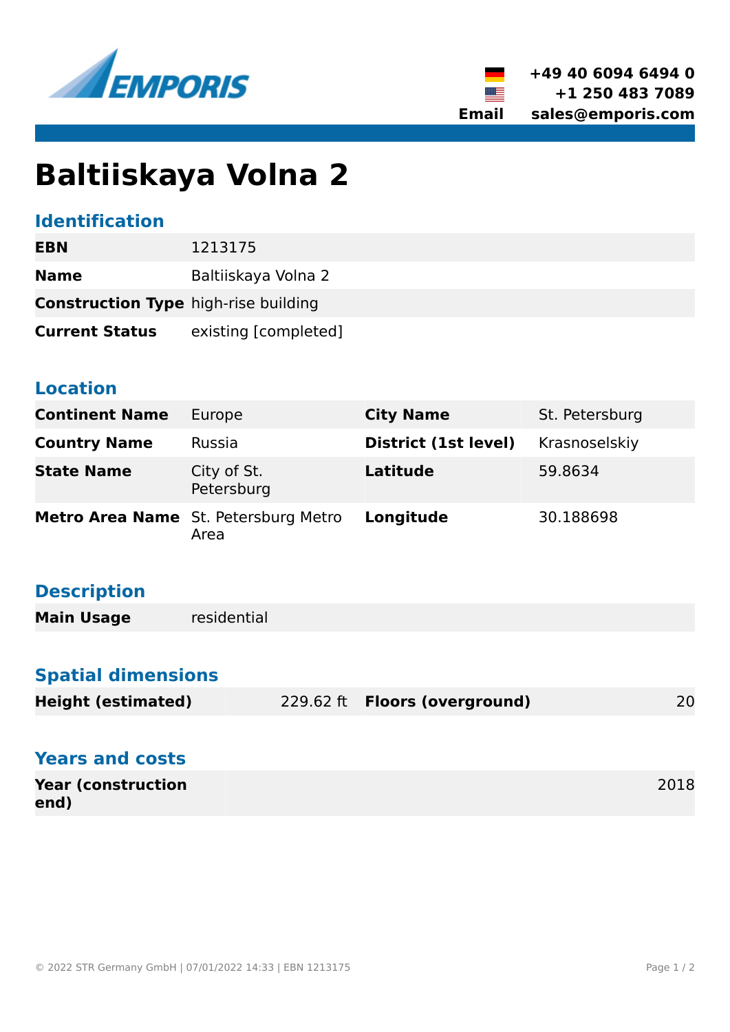+49 40 6094 6494 0
+1 250 483 7089
Email sales@emporis.com

# Baltiiskaya Volna 2

## Identification

| | |
|---|---|
| **EBN** | 1213175 |
| **Name** | Baltiiskaya Volna 2 |
| **Construction Type** | high-rise building |
| **Current Status** | existing [completed] |

## Location

| | | | |
|---|---|---|---|
| **Continent Name** | Europe | **City Name** | St. Petersburg |
| **Country Name** | Russia | **District (1st level)** | Krasnoselskiy |
| **State Name** | City of St. Petersburg | **Latitude** | 59.8634 |
| **Metro Area Name** | St. Petersburg Metro Area | **Longitude** | 30.188698 |

## Description

| | |
|---|---|
| **Main Usage** | residential |

## Spatial dimensions

| | | | |
|---|---|---|---|
| **Height (estimated)** | 229.62 ft | **Floors (overground)** | 20 |

## Years and costs

| | |
|---|---|
| **Year (construction end)** | 2018 |

© 2022 STR Germany GmbH | 07/01/2022 14:33 | EBN 1213175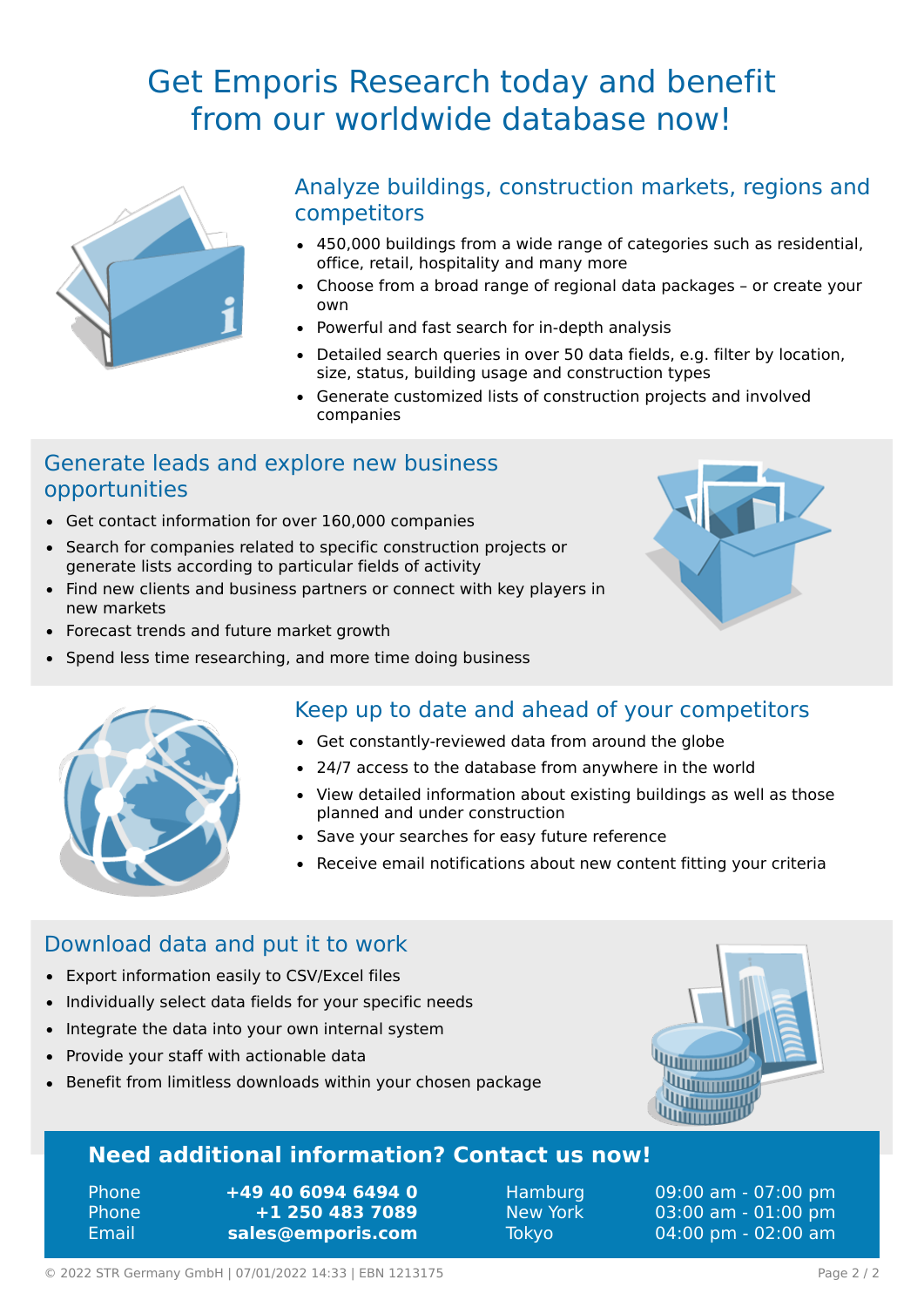# Get Emporis Research today and benefit from our worldwide database now!

## Analyze buildings, construction markets, regions and competitors

- 450,000 buildings from a wide range of categories such as residential, office, retail, hospitality and many more
- Choose from a broad range of regional data packages – or create your own
- Powerful and fast search for in-depth analysis
- Detailed search queries in over 50 data fields, e.g. filter by location, size, status, building usage and construction types
- Generate customized lists of construction projects and involved companies

## Generate leads and explore new business opportunities

- Get contact information for over 160,000 companies
- Search for companies related to specific construction projects or generate lists according to particular fields of activity
- Find new clients and business partners or connect with key players in new markets
- Forecast trends and future market growth
- Spend less time researching, and more time doing business

## Keep up to date and ahead of your competitors

- Get constantly-reviewed data from around the globe
- 24/7 access to the database from anywhere in the world
- View detailed information about existing buildings as well as those planned and under construction
- Save your searches for easy future reference
- Receive email notifications about new content fitting your criteria

## Download data and put it to work

- Export information easily to CSV/Excel files
- Individually select data fields for your specific needs
- Integrate the data into your own internal system
- Provide your staff with actionable data
- Benefit from limitless downloads within your chosen package

### Need additional information? Contact us now!

| | | | |
|---|---|---|---|
| Phone | **+49 40 6094 6494 0** | Hamburg | 09:00 am - 07:00 pm |
| Phone | **+1 250 483 7089** | New York | 03:00 am - 01:00 pm |
| Email | **sales@emporis.com** | Tokyo | 04:00 pm - 02:00 am |

© 2022 STR Germany GmbH | 07/01/2022 14:33 | EBN 1213175